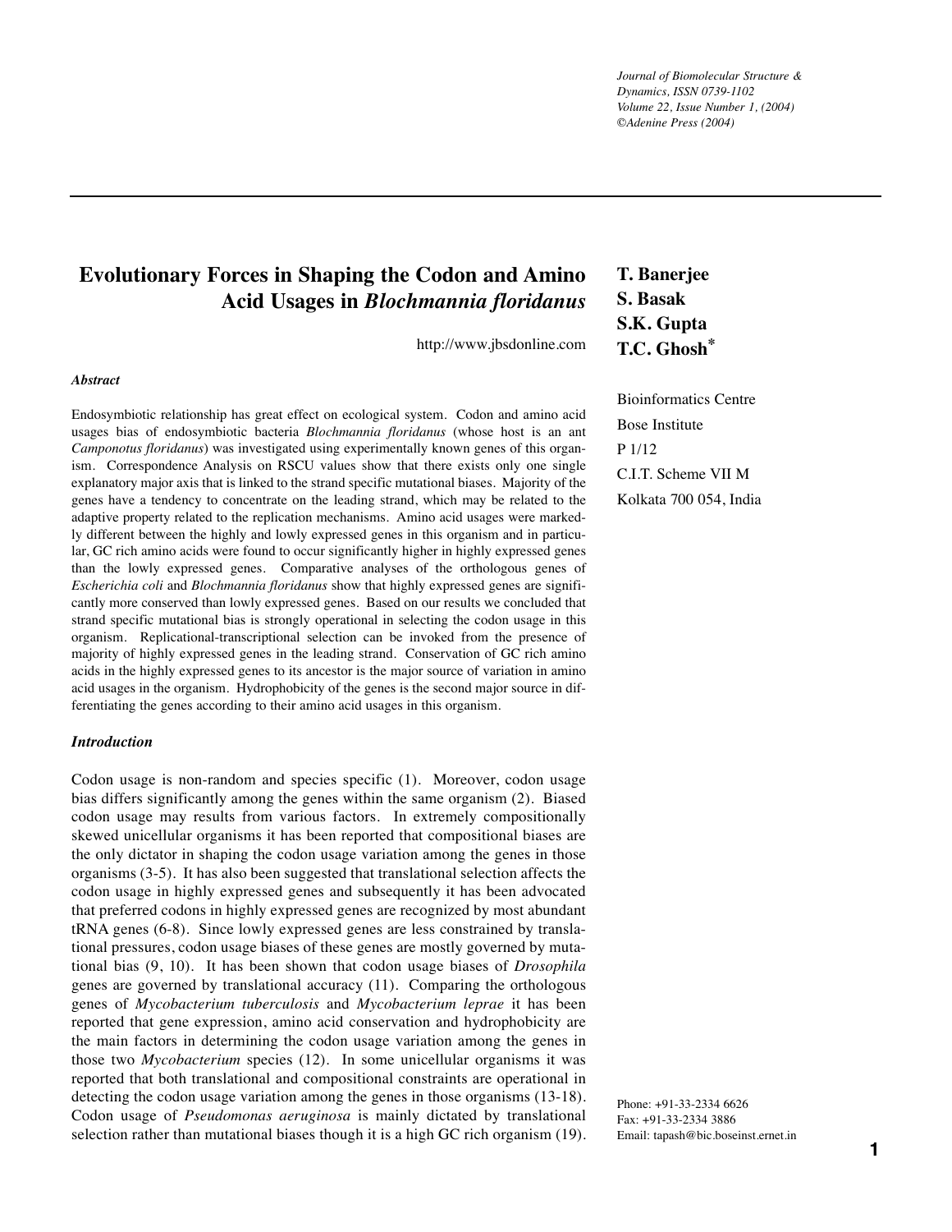Journal of Biomolecular Structure & Dynamics, ISSN 0739-1102
Volume 22, Issue Number 1, (2004)
©Adenine Press (2004)

# Evolutionary Forces in Shaping the Codon and Amino Acid Usages in *Blochmannia floridanus*

http://www.jbsdonline.com

**T. Banerjee**
**S. Basak**
**S.K. Gupta**
**T.C. Ghosh***

Bioinformatics Centre
Bose Institute
P 1/12
C.I.T. Scheme VII M
Kolkata 700 054, India

### *Abstract*

Endosymbiotic relationship has great effect on ecological system. Codon and amino acid usages bias of endosymbiotic bacteria *Blochmannia floridanus* (whose host is an ant *Camponotus floridanus*) was investigated using experimentally known genes of this organism. Correspondence Analysis on RSCU values show that there exists only one single explanatory major axis that is linked to the strand specific mutational biases. Majority of the genes have a tendency to concentrate on the leading strand, which may be related to the adaptive property related to the replication mechanisms. Amino acid usages were markedly different between the highly and lowly expressed genes in this organism and in particular, GC rich amino acids were found to occur significantly higher in highly expressed genes than the lowly expressed genes. Comparative analyses of the orthologous genes of *Escherichia coli* and *Blochmannia floridanus* show that highly expressed genes are significantly more conserved than lowly expressed genes. Based on our results we concluded that strand specific mutational bias is strongly operational in selecting the codon usage in this organism. Replicational-transcriptional selection can be invoked from the presence of majority of highly expressed genes in the leading strand. Conservation of GC rich amino acids in the highly expressed genes to its ancestor is the major source of variation in amino acid usages in the organism. Hydrophobicity of the genes is the second major source in differentiating the genes according to their amino acid usages in this organism.

### *Introduction*

Codon usage is non-random and species specific (1). Moreover, codon usage bias differs significantly among the genes within the same organism (2). Biased codon usage may results from various factors. In extremely compositionally skewed unicellular organisms it has been reported that compositional biases are the only dictator in shaping the codon usage variation among the genes in those organisms (3-5). It has also been suggested that translational selection affects the codon usage in highly expressed genes and subsequently it has been advocated that preferred codons in highly expressed genes are recognized by most abundant tRNA genes (6-8). Since lowly expressed genes are less constrained by translational pressures, codon usage biases of these genes are mostly governed by mutational bias (9, 10). It has been shown that codon usage biases of *Drosophila* genes are governed by translational accuracy (11). Comparing the orthologous genes of *Mycobacterium tuberculosis* and *Mycobacterium leprae* it has been reported that gene expression, amino acid conservation and hydrophobicity are the main factors in determining the codon usage variation among the genes in those two *Mycobacterium* species (12). In some unicellular organisms it was reported that both translational and compositional constraints are operational in detecting the codon usage variation among the genes in those organisms (13-18). Codon usage of *Pseudomonas aeruginosa* is mainly dictated by translational selection rather than mutational biases though it is a high GC rich organism (19).

Phone: +91-33-2334 6626
Fax: +91-33-2334 3886
Email: tapash@bic.boseinst.ernet.in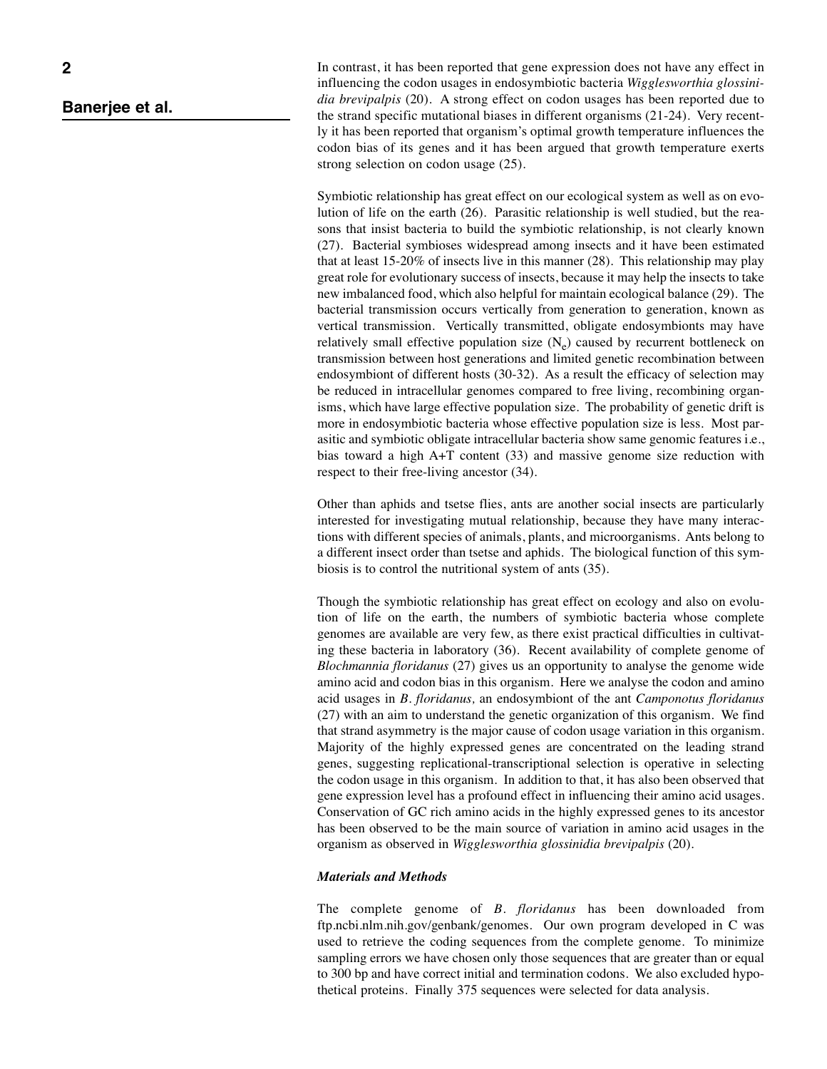In contrast, it has been reported that gene expression does not have any effect in influencing the codon usages in endosymbiotic bacteria *Wigglesworthia glossinidia brevipalpis* (20). A strong effect on codon usages has been reported due to the strand specific mutational biases in different organisms (21-24). Very recently it has been reported that organism's optimal growth temperature influences the codon bias of its genes and it has been argued that growth temperature exerts strong selection on codon usage (25).

Symbiotic relationship has great effect on our ecological system as well as on evolution of life on the earth (26). Parasitic relationship is well studied, but the reasons that insist bacteria to build the symbiotic relationship, is not clearly known (27). Bacterial symbioses widespread among insects and it have been estimated that at least 15-20% of insects live in this manner (28). This relationship may play great role for evolutionary success of insects, because it may help the insects to take new imbalanced food, which also helpful for maintain ecological balance (29). The bacterial transmission occurs vertically from generation to generation, known as vertical transmission. Vertically transmitted, obligate endosymbionts may have relatively small effective population size ($N_e$) caused by recurrent bottleneck on transmission between host generations and limited genetic recombination between endosymbiont of different hosts (30-32). As a result the efficacy of selection may be reduced in intracellular genomes compared to free living, recombining organisms, which have large effective population size. The probability of genetic drift is more in endosymbiotic bacteria whose effective population size is less. Most parasitic and symbiotic obligate intracellular bacteria show same genomic features i.e., bias toward a high A+T content (33) and massive genome size reduction with respect to their free-living ancestor (34).

Other than aphids and tsetse flies, ants are another social insects are particularly interested for investigating mutual relationship, because they have many interactions with different species of animals, plants, and microorganisms. Ants belong to a different insect order than tsetse and aphids. The biological function of this symbiosis is to control the nutritional system of ants (35).

Though the symbiotic relationship has great effect on ecology and also on evolution of life on the earth, the numbers of symbiotic bacteria whose complete genomes are available are very few, as there exist practical difficulties in cultivating these bacteria in laboratory (36). Recent availability of complete genome of *Blochmannia floridanus* (27) gives us an opportunity to analyse the genome wide amino acid and codon bias in this organism. Here we analyse the codon and amino acid usages in *B. floridanus,* an endosymbiont of the ant *Camponotus floridanus* (27) with an aim to understand the genetic organization of this organism. We find that strand asymmetry is the major cause of codon usage variation in this organism. Majority of the highly expressed genes are concentrated on the leading strand genes, suggesting replicational-transcriptional selection is operative in selecting the codon usage in this organism. In addition to that, it has also been observed that gene expression level has a profound effect in influencing their amino acid usages. Conservation of GC rich amino acids in the highly expressed genes to its ancestor has been observed to be the main source of variation in amino acid usages in the organism as observed in *Wigglesworthia glossinidia brevipalpis* (20).

### *Materials and Methods*

The complete genome of *B. floridanus* has been downloaded from ftp.ncbi.nlm.nih.gov/genbank/genomes. Our own program developed in C was used to retrieve the coding sequences from the complete genome. To minimize sampling errors we have chosen only those sequences that are greater than or equal to 300 bp and have correct initial and termination codons. We also excluded hypothetical proteins. Finally 375 sequences were selected for data analysis.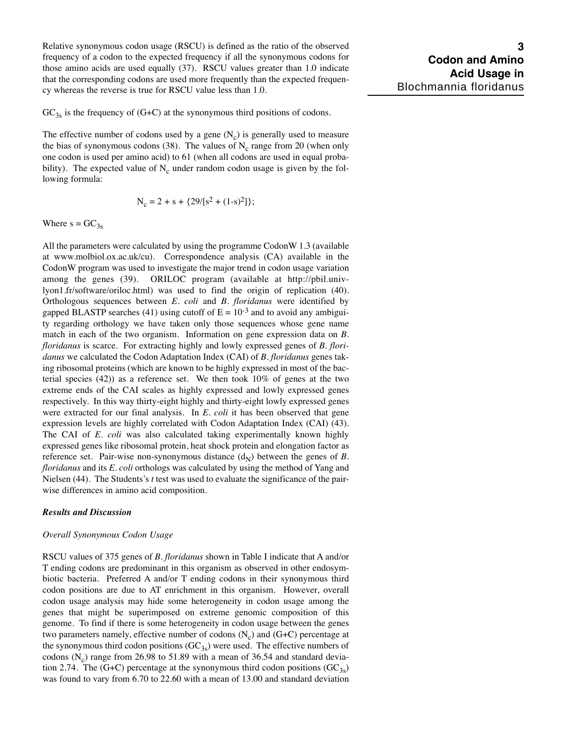Relative synonymous codon usage (RSCU) is defined as the ratio of the observed frequency of a codon to the expected frequency if all the synonymous codons for those amino acids are used equally (37). RSCU values greater than 1.0 indicate that the corresponding codons are used more frequently than the expected frequency whereas the reverse is true for RSCU value less than 1.0.

$GC_{3s}$ is the frequency of (G+C) at the synonymous third positions of codons.

The effective number of codons used by a gene ($N_c$) is generally used to measure the bias of synonymous codons (38). The values of $N_c$ range from 20 (when only one codon is used per amino acid) to 61 (when all codons are used in equal probability). The expected value of $N_c$ under random codon usage is given by the following formula:

$$N_c = 2 + s + \{29/[s^2 + (1-s)^2]\};$$

Where $s = GC_{3s}$

All the parameters were calculated by using the programme CodonW 1.3 (available at www.molbiol.ox.ac.uk/cu). Correspondence analysis (CA) available in the CodonW program was used to investigate the major trend in codon usage variation among the genes (39). ORILOC program (available at http://pbil.univ-lyon1.fr/software/oriloc.html) was used to find the origin of replication (40). Orthologous sequences between *E. coli* and *B. floridanus* were identified by gapped BLASTP searches (41) using cutoff of $E = 10^{-3}$ and to avoid any ambiguity regarding orthology we have taken only those sequences whose gene name match in each of the two organism. Information on gene expression data on *B. floridanus* is scarce. For extracting highly and lowly expressed genes of *B. floridanus* we calculated the Codon Adaptation Index (CAI) of *B. floridanus* genes taking ribosomal proteins (which are known to be highly expressed in most of the bacterial species (42)) as a reference set. We then took 10% of genes at the two extreme ends of the CAI scales as highly expressed and lowly expressed genes respectively. In this way thirty-eight highly and thirty-eight lowly expressed genes were extracted for our final analysis. In *E. coli* it has been observed that gene expression levels are highly correlated with Codon Adaptation Index (CAI) (43). The CAI of *E. coli* was also calculated taking experimentally known highly expressed genes like ribosomal protein, heat shock protein and elongation factor as reference set. Pair-wise non-synonymous distance ($d_N$) between the genes of *B. floridanus* and its *E. coli* orthologs was calculated by using the method of Yang and Nielsen (44). The Students's *t* test was used to evaluate the significance of the pair-wise differences in amino acid composition.

## *Results and Discussion*

### *Overall Synonymous Codon Usage*

RSCU values of 375 genes of *B. floridanus* shown in Table I indicate that A and/or T ending codons are predominant in this organism as observed in other endosymbiotic bacteria. Preferred A and/or T ending codons in their synonymous third codon positions are due to AT enrichment in this organism. However, overall codon usage analysis may hide some heterogeneity in codon usage among the genes that might be superimposed on extreme genomic composition of this genome. To find if there is some heterogeneity in codon usage between the genes two parameters namely, effective number of codons ($N_c$) and (G+C) percentage at the synonymous third codon positions ($GC_{3s}$) were used. The effective numbers of codons ($N_c$) range from 26.98 to 51.89 with a mean of 36.54 and standard deviation 2.74. The (G+C) percentage at the synonymous third codon positions ($GC_{3s}$) was found to vary from 6.70 to 22.60 with a mean of 13.00 and standard deviation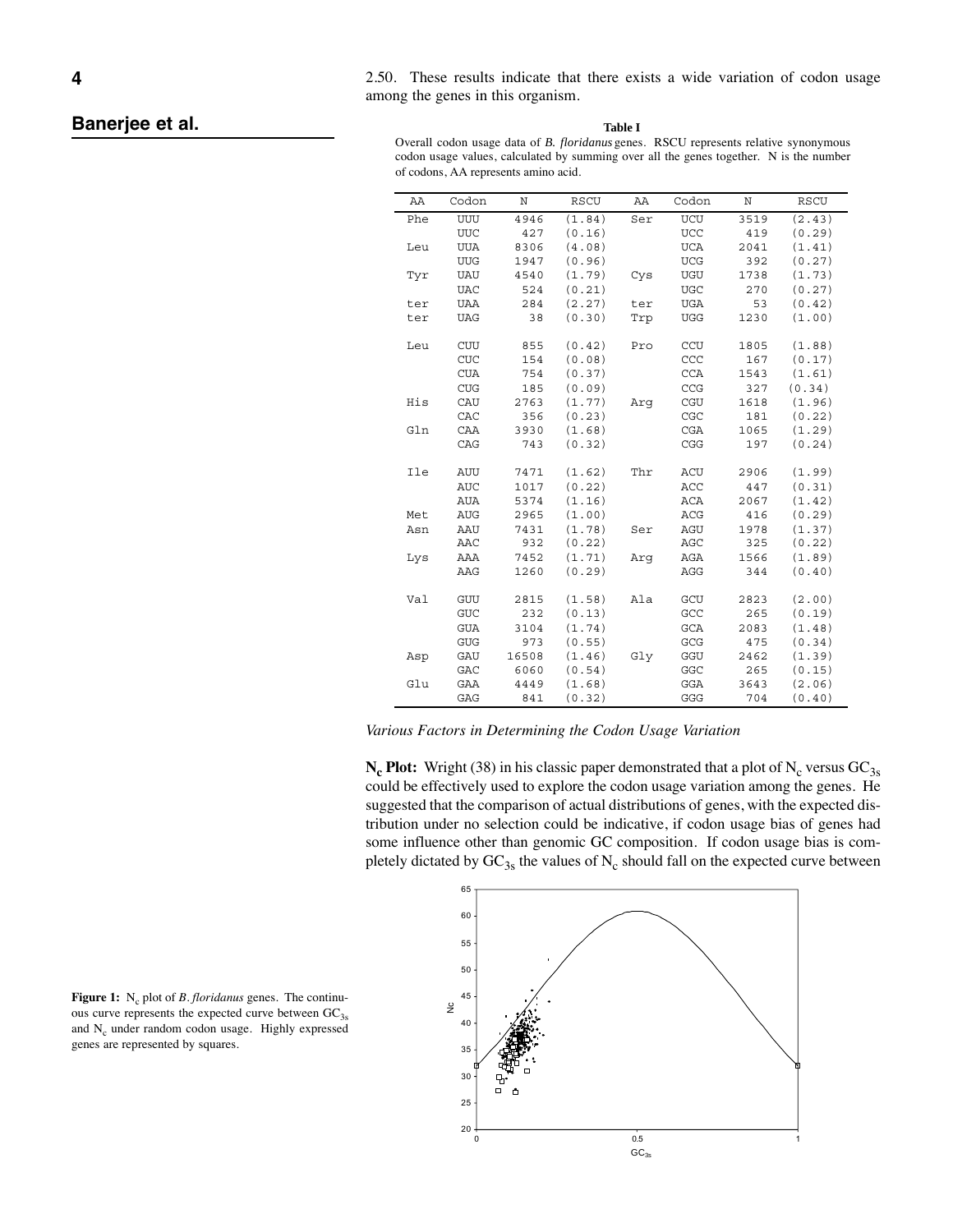2.50. These results indicate that there exists a wide variation of codon usage among the genes in this organism.

**Table I**

Overall codon usage data of *B. floridanus* genes. RSCU represents relative synonymous codon usage values, calculated by summing over all the genes together. N is the number of codons, AA represents amino acid.

| AA | Codon | N | RSCU | AA | Codon | N | RSCU |
|---|---|---|---|---|---|---|---|
| Phe | UUU | 4946 | (1.84) | Ser | UCU | 3519 | (2.43) |
| | UUC | 427 | (0.16) | | UCC | 419 | (0.29) |
| Leu | UUA | 8306 | (4.08) | | UCA | 2041 | (1.41) |
| | UUG | 1947 | (0.96) | | UCG | 392 | (0.27) |
| Tyr | UAU | 4540 | (1.79) | Cys | UGU | 1738 | (1.73) |
| | UAC | 524 | (0.21) | | UGC | 270 | (0.27) |
| ter | UAA | 284 | (2.27) | ter | UGA | 53 | (0.42) |
| ter | UAG | 38 | (0.30) | Trp | UGG | 1230 | (1.00) |
| Leu | CUU | 855 | (0.42) | Pro | CCU | 1805 | (1.88) |
| | CUC | 154 | (0.08) | | CCC | 167 | (0.17) |
| | CUA | 754 | (0.37) | | CCA | 1543 | (1.61) |
| | CUG | 185 | (0.09) | | CCG | 327 | (0.34) |
| His | CAU | 2763 | (1.77) | Arg | CGU | 1618 | (1.96) |
| | CAC | 356 | (0.23) | | CGC | 181 | (0.22) |
| Gln | CAA | 3930 | (1.68) | | CGA | 1065 | (1.29) |
| | CAG | 743 | (0.32) | | CGG | 197 | (0.24) |
| Ile | AUU | 7471 | (1.62) | Thr | ACU | 2906 | (1.99) |
| | AUC | 1017 | (0.22) | | ACC | 447 | (0.31) |
| | AUA | 5374 | (1.16) | | ACA | 2067 | (1.42) |
| Met | AUG | 2965 | (1.00) | | ACG | 416 | (0.29) |
| Asn | AAU | 7431 | (1.78) | Ser | AGU | 1978 | (1.37) |
| | AAC | 932 | (0.22) | | AGC | 325 | (0.22) |
| Lys | AAA | 7452 | (1.71) | Arg | AGA | 1566 | (1.89) |
| | AAG | 1260 | (0.29) | | AGG | 344 | (0.40) |
| Val | GUU | 2815 | (1.58) | Ala | GCU | 2823 | (2.00) |
| | GUC | 232 | (0.13) | | GCC | 265 | (0.19) |
| | GUA | 3104 | (1.74) | | GCA | 2083 | (1.48) |
| | GUG | 973 | (0.55) | | GCG | 475 | (0.34) |
| Asp | GAU | 16508 | (1.46) | Gly | GGU | 2462 | (1.39) |
| | GAC | 6060 | (0.54) | | GGC | 265 | (0.15) |
| Glu | GAA | 4449 | (1.68) | | GGA | 3643 | (2.06) |
| | GAG | 841 | (0.32) | | GGG | 704 | (0.40) |

*Various Factors in Determining the Codon Usage Variation*

**$N_c$ Plot:** Wright (38) in his classic paper demonstrated that a plot of $N_c$ versus $GC_{3s}$ could be effectively used to explore the codon usage variation among the genes. He suggested that the comparison of actual distributions of genes, with the expected distribution under no selection could be indicative, if codon usage bias of genes had some influence other than genomic GC composition. If codon usage bias is completely dictated by $GC_{3s}$ the values of $N_c$ should fall on the expected curve between

**Figure 1:** $N_c$ plot of *B. floridanus* genes. The continuous curve represents the expected curve between $GC_{3s}$ and $N_c$ under random codon usage. Highly expressed genes are represented by squares.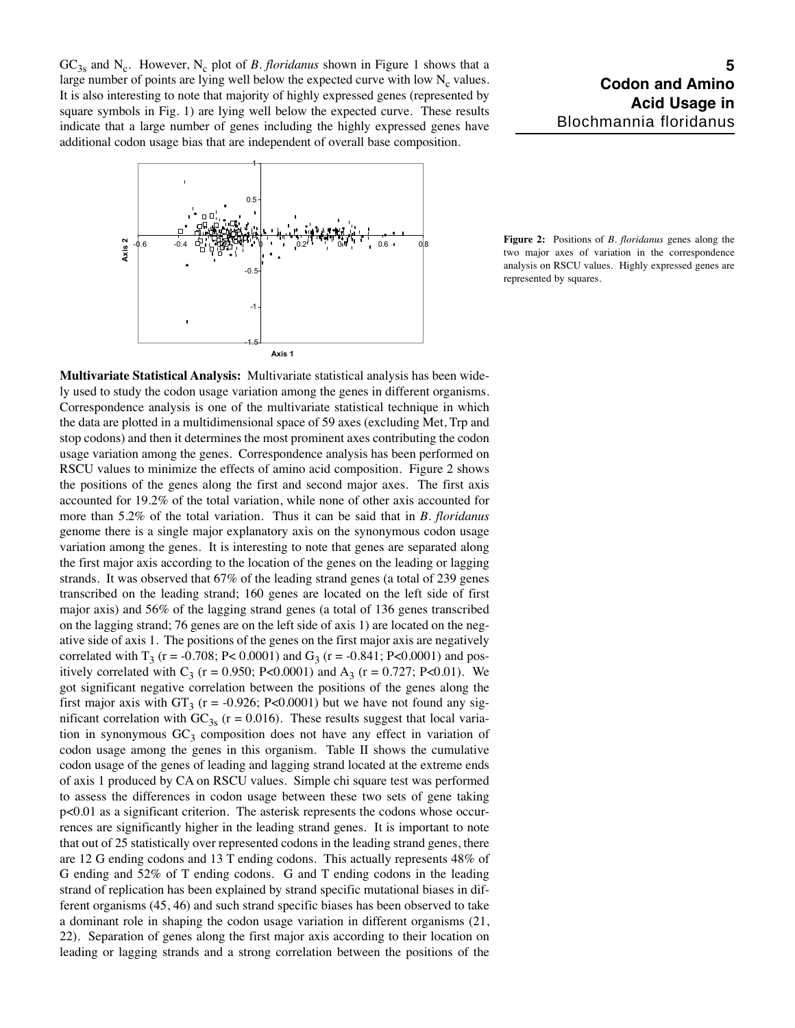$GC_{3s}$ and $N_c$. However, $N_c$ plot of *B. floridanus* shown in Figure 1 shows that a large number of points are lying well below the expected curve with low $N_c$ values. It is also interesting to note that majority of highly expressed genes (represented by square symbols in Fig. 1) are lying well below the expected curve. These results indicate that a large number of genes including the highly expressed genes have additional codon usage bias that are independent of overall base composition.

**Figure 2:** Positions of *B. floridanus* genes along the two major axes of variation in the correspondence analysis on RSCU values. Highly expressed genes are represented by squares.

**Multivariate Statistical Analysis:** Multivariate statistical analysis has been widely used to study the codon usage variation among the genes in different organisms. Correspondence analysis is one of the multivariate statistical technique in which the data are plotted in a multidimensional space of 59 axes (excluding Met, Trp and stop codons) and then it determines the most prominent axes contributing the codon usage variation among the genes. Correspondence analysis has been performed on RSCU values to minimize the effects of amino acid composition. Figure 2 shows the positions of the genes along the first and second major axes. The first axis accounted for 19.2% of the total variation, while none of other axis accounted for more than 5.2% of the total variation. Thus it can be said that in *B. floridanus* genome there is a single major explanatory axis on the synonymous codon usage variation among the genes. It is interesting to note that genes are separated along the first major axis according to the location of the genes on the leading or lagging strands. It was observed that 67% of the leading strand genes (a total of 239 genes transcribed on the leading strand; 160 genes are located on the left side of first major axis) and 56% of the lagging strand genes (a total of 136 genes transcribed on the lagging strand; 76 genes are on the left side of axis 1) are located on the negative side of axis 1. The positions of the genes on the first major axis are negatively correlated with $T_3$ ($r = -0.708$; $P < 0.0001$) and $G_3$ ($r = -0.841$; $P<0.0001$) and positively correlated with $C_3$ ($r = 0.950$; $P<0.0001$) and $A_3$ ($r = 0.727$; $P<0.01$). We got significant negative correlation between the positions of the genes along the first major axis with $GT_3$ ($r = -0.926$; $P<0.0001$) but we have not found any significant correlation with $GC_{3s}$ ($r = 0.016$). These results suggest that local variation in synonymous $GC_3$ composition does not have any effect in variation of codon usage among the genes in this organism. Table II shows the cumulative codon usage of the genes of leading and lagging strand located at the extreme ends of axis 1 produced by CA on RSCU values. Simple chi square test was performed to assess the differences in codon usage between these two sets of gene taking $p<0.01$ as a significant criterion. The asterisk represents the codons whose occurrences are significantly higher in the leading strand genes. It is important to note that out of 25 statistically over represented codons in the leading strand genes, there are 12 G ending codons and 13 T ending codons. This actually represents 48% of G ending and 52% of T ending codons. G and T ending codons in the leading strand of replication has been explained by strand specific mutational biases in different organisms (45, 46) and such strand specific biases has been observed to take a dominant role in shaping the codon usage variation in different organisms (21, 22). Separation of genes along the first major axis according to their location on leading or lagging strands and a strong correlation between the positions of the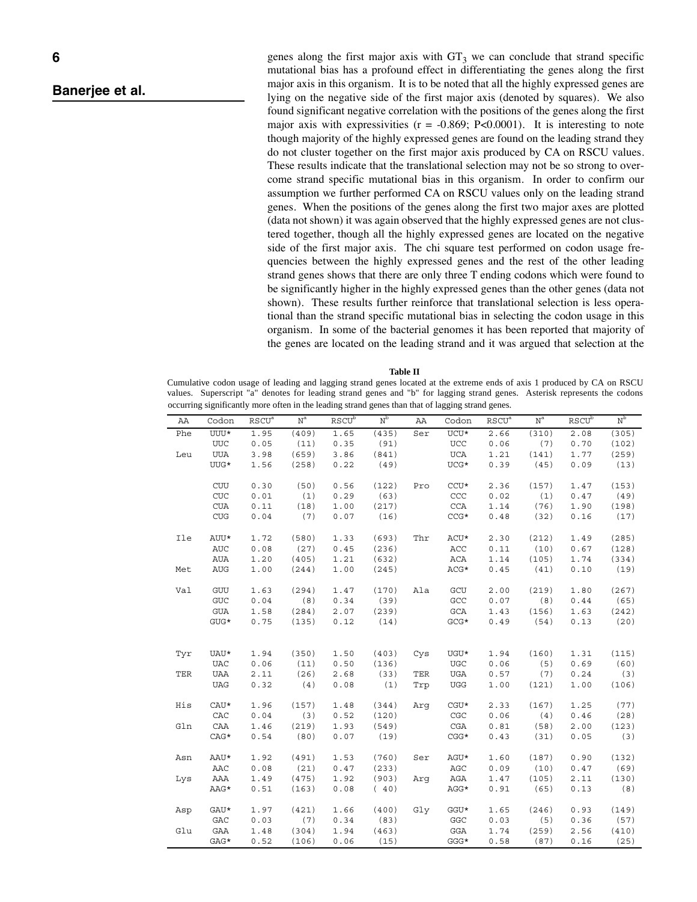genes along the first major axis with $GT_3$ we can conclude that strand specific mutational bias has a profound effect in differentiating the genes along the first major axis in this organism. It is to be noted that all the highly expressed genes are lying on the negative side of the first major axis (denoted by squares). We also found significant negative correlation with the positions of the genes along the first major axis with expressivities ($r = -0.869$; $P<0.0001$). It is interesting to note though majority of the highly expressed genes are found on the leading strand they do not cluster together on the first major axis produced by CA on RSCU values. These results indicate that the translational selection may not be so strong to overcome strand specific mutational bias in this organism. In order to confirm our assumption we further performed CA on RSCU values only on the leading strand genes. When the positions of the genes along the first two major axes are plotted (data not shown) it was again observed that the highly expressed genes are not clustered together, though all the highly expressed genes are located on the negative side of the first major axis. The chi square test performed on codon usage frequencies between the highly expressed genes and the rest of the other leading strand genes shows that there are only three T ending codons which were found to be significantly higher in the highly expressed genes than the other genes (data not shown). These results further reinforce that translational selection is less operational than the strand specific mutational bias in selecting the codon usage in this organism. In some of the bacterial genomes it has been reported that majority of the genes are located on the leading strand and it was argued that selection at the

**Table II**

Cumulative codon usage of leading and lagging strand genes located at the extreme ends of axis 1 produced by CA on RSCU values. Superscript "a" denotes for leading strand genes and "b" for lagging strand genes. Asterisk represents the codons occurring significantly more often in the leading strand genes than that of lagging strand genes.

| AA | Codon | RSCU[a] | N[a] | RSCU[b] | N[b] | AA | Codon | RSCU[a] | N[a] | RSCU[b] | N[b] |
|---|---|---|---|---|---|---|---|---|---|---|---|
| Phe | UUU* | 1.95 | (409) | 1.65 | (435) | Ser | UCU* | 2.66 | (310) | 2.08 | (305) |
| | UUC | 0.05 | (11) | 0.35 | (91) | | UCC | 0.06 | (7) | 0.70 | (102) |
| Leu | UUA | 3.98 | (659) | 3.86 | (841) | | UCA | 1.21 | (141) | 1.77 | (259) |
| | UUG* | 1.56 | (258) | 0.22 | (49) | | UCG* | 0.39 | (45) | 0.09 | (13) |
| | CUU | 0.30 | (50) | 0.56 | (122) | Pro | CCU* | 2.36 | (157) | 1.47 | (153) |
| | CUC | 0.01 | (1) | 0.29 | (63) | | CCC | 0.02 | (1) | 0.47 | (49) |
| | CUA | 0.11 | (18) | 1.00 | (217) | | CCA | 1.14 | (76) | 1.90 | (198) |
| | CUG | 0.04 | (7) | 0.07 | (16) | | CCG* | 0.48 | (32) | 0.16 | (17) |
| Ile | AUU* | 1.72 | (580) | 1.33 | (693) | Thr | ACU* | 2.30 | (212) | 1.49 | (285) |
| | AUC | 0.08 | (27) | 0.45 | (236) | | ACC | 0.11 | (10) | 0.67 | (128) |
| | AUA | 1.20 | (405) | 1.21 | (632) | | ACA | 1.14 | (105) | 1.74 | (334) |
| Met | AUG | 1.00 | (244) | 1.00 | (245) | | ACG* | 0.45 | (41) | 0.10 | (19) |
| Val | GUU | 1.63 | (294) | 1.47 | (170) | Ala | GCU | 2.00 | (219) | 1.80 | (267) |
| | GUC | 0.04 | (8) | 0.34 | (39) | | GCC | 0.07 | (8) | 0.44 | (65) |
| | GUA | 1.58 | (284) | 2.07 | (239) | | GCA | 1.43 | (156) | 1.63 | (242) |
| | GUG* | 0.75 | (135) | 0.12 | (14) | | GCG* | 0.49 | (54) | 0.13 | (20) |
| Tyr | UAU* | 1.94 | (350) | 1.50 | (403) | Cys | UGU* | 1.94 | (160) | 1.31 | (115) |
| | UAC | 0.06 | (11) | 0.50 | (136) | | UGC | 0.06 | (5) | 0.69 | (60) |
| TER | UAA | 2.11 | (26) | 2.68 | (33) | TER | UGA | 0.57 | (7) | 0.24 | (3) |
| | UAG | 0.32 | (4) | 0.08 | (1) | Trp | UGG | 1.00 | (121) | 1.00 | (106) |
| His | CAU* | 1.96 | (157) | 1.48 | (344) | Arg | CGU* | 2.33 | (167) | 1.25 | (77) |
| | CAC | 0.04 | (3) | 0.52 | (120) | | CGC | 0.06 | (4) | 0.46 | (28) |
| Gln | CAA | 1.46 | (219) | 1.93 | (549) | | CGA | 0.81 | (58) | 2.00 | (123) |
| | CAG* | 0.54 | (80) | 0.07 | (19) | | CGG* | 0.43 | (31) | 0.05 | (3) |
| Asn | AAU* | 1.92 | (491) | 1.53 | (760) | Ser | AGU* | 1.60 | (187) | 0.90 | (132) |
| | AAC | 0.08 | (21) | 0.47 | (233) | | AGC | 0.09 | (10) | 0.47 | (69) |
| Lys | AAA | 1.49 | (475) | 1.92 | (903) | Arg | AGA | 1.47 | (105) | 2.11 | (130) |
| | AAG* | 0.51 | (163) | 0.08 | ( 40) | | AGG* | 0.91 | (65) | 0.13 | (8) |
| Asp | GAU* | 1.97 | (421) | 1.66 | (400) | Gly | GGU* | 1.65 | (246) | 0.93 | (149) |
| | GAC | 0.03 | (7) | 0.34 | (83) | | GGC | 0.03 | (5) | 0.36 | (57) |
| Glu | GAA | 1.48 | (304) | 1.94 | (463) | | GGA | 1.74 | (259) | 2.56 | (410) |
| | GAG* | 0.52 | (106) | 0.06 | (15) | | GGG* | 0.58 | (87) | 0.16 | (25) |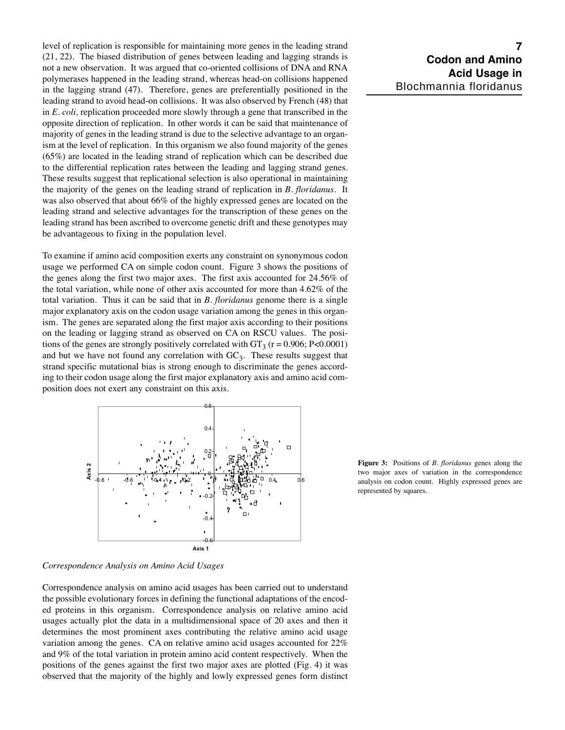level of replication is responsible for maintaining more genes in the leading strand (21, 22). The biased distribution of genes between leading and lagging strands is not a new observation. It was argued that co-oriented collisions of DNA and RNA polymerases happened in the leading strand, whereas head-on collisions happened in the lagging strand (47). Therefore, genes are preferentially positioned in the leading strand to avoid head-on collisions. It was also observed by French (48) that in *E. coli,* replication proceeded more slowly through a gene that transcribed in the opposite direction of replication. In other words it can be said that maintenance of majority of genes in the leading strand is due to the selective advantage to an organism at the level of replication. In this organism we also found majority of the genes (65%) are located in the leading strand of replication which can be described due to the differential replication rates between the leading and lagging strand genes. These results suggest that replicational selection is also operational in maintaining the majority of the genes on the leading strand of replication in *B. floridanus*. It was also observed that about 66% of the highly expressed genes are located on the leading strand and selective advantages for the transcription of these genes on the leading strand has been ascribed to overcome genetic drift and these genotypes may be advantageous to fixing in the population level.

To examine if amino acid composition exerts any constraint on synonymous codon usage we performed CA on simple codon count. Figure 3 shows the positions of the genes along the first two major axes. The first axis accounted for 24.56% of the total variation, while none of other axis accounted for more than 4.62% of the total variation. Thus it can be said that in *B. floridanus* genome there is a single major explanatory axis on the codon usage variation among the genes in this organism. The genes are separated along the first major axis according to their positions on the leading or lagging strand as observed on CA on RSCU values. The positions of the genes are strongly positively correlated with $GT_3$ ($r = 0.906$; $P<0.0001$) and but we have not found any correlation with $GC_3$. These results suggest that strand specific mutational bias is strong enough to discriminate the genes according to their codon usage along the first major explanatory axis and amino acid composition does not exert any constraint on this axis.

**Figure 3:** Positions of *B. floridanus* genes along the two major axes of variation in the correspondence analysis on codon count. Highly expressed genes are represented by squares.

*Correspondence Analysis on Amino Acid Usages*

Correspondence analysis on amino acid usages has been carried out to understand the possible evolutionary forces in defining the functional adaptations of the encoded proteins in this organism. Correspondence analysis on relative amino acid usages actually plot the data in a multidimensional space of 20 axes and then it determines the most prominent axes contributing the relative amino acid usage variation among the genes. CA on relative amino acid usages accounted for 22% and 9% of the total variation in protein amino acid content respectively. When the positions of the genes against the first two major axes are plotted (Fig. 4) it was observed that the majority of the highly and lowly expressed genes form distinct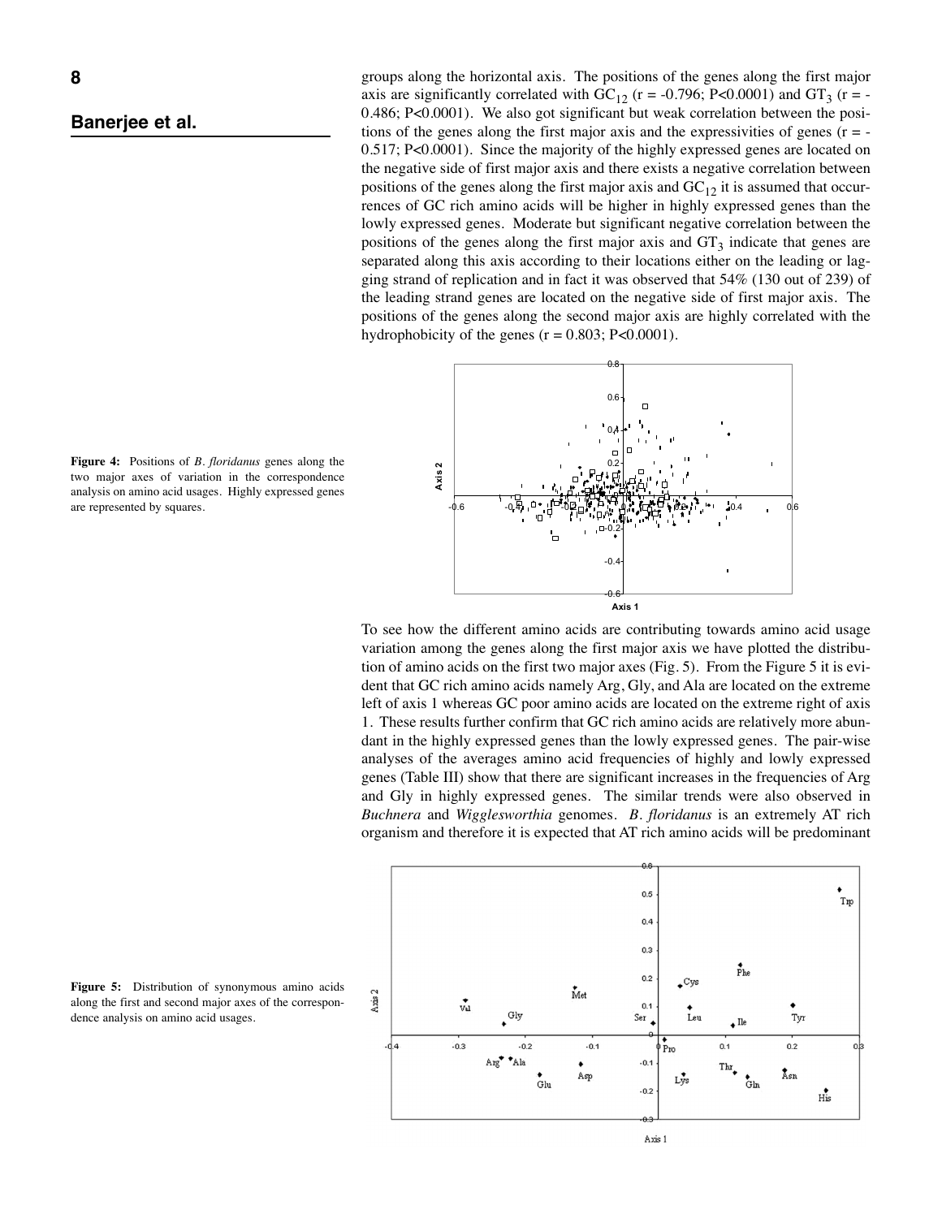groups along the horizontal axis. The positions of the genes along the first major axis are significantly correlated with $GC_{12}$ (r = -0.796; P<0.0001) and $GT_3$ (r = -0.486; P<0.0001). We also got significant but weak correlation between the positions of the genes along the first major axis and the expressivities of genes (r = -0.517; P<0.0001). Since the majority of the highly expressed genes are located on the negative side of first major axis and there exists a negative correlation between positions of the genes along the first major axis and $GC_{12}$ it is assumed that occurrences of GC rich amino acids will be higher in highly expressed genes than the lowly expressed genes. Moderate but significant negative correlation between the positions of the genes along the first major axis and $GT_3$ indicate that genes are separated along this axis according to their locations either on the leading or lagging strand of replication and in fact it was observed that 54% (130 out of 239) of the leading strand genes are located on the negative side of first major axis. The positions of the genes along the second major axis are highly correlated with the hydrophobicity of the genes (r = 0.803; P<0.0001).

**Figure 4:** Positions of *B. floridanus* genes along the two major axes of variation in the correspondence analysis on amino acid usages. Highly expressed genes are represented by squares.

To see how the different amino acids are contributing towards amino acid usage variation among the genes along the first major axis we have plotted the distribution of amino acids on the first two major axes (Fig. 5). From the Figure 5 it is evident that GC rich amino acids namely Arg, Gly, and Ala are located on the extreme left of axis 1 whereas GC poor amino acids are located on the extreme right of axis 1. These results further confirm that GC rich amino acids are relatively more abundant in the highly expressed genes than the lowly expressed genes. The pair-wise analyses of the averages amino acid frequencies of highly and lowly expressed genes (Table III) show that there are significant increases in the frequencies of Arg and Gly in highly expressed genes. The similar trends were also observed in *Buchnera* and *Wigglesworthia* genomes. *B. floridanus* is an extremely AT rich organism and therefore it is expected that AT rich amino acids will be predominant

**Figure 5:** Distribution of synonymous amino acids along the first and second major axes of the correspondence analysis on amino acid usages.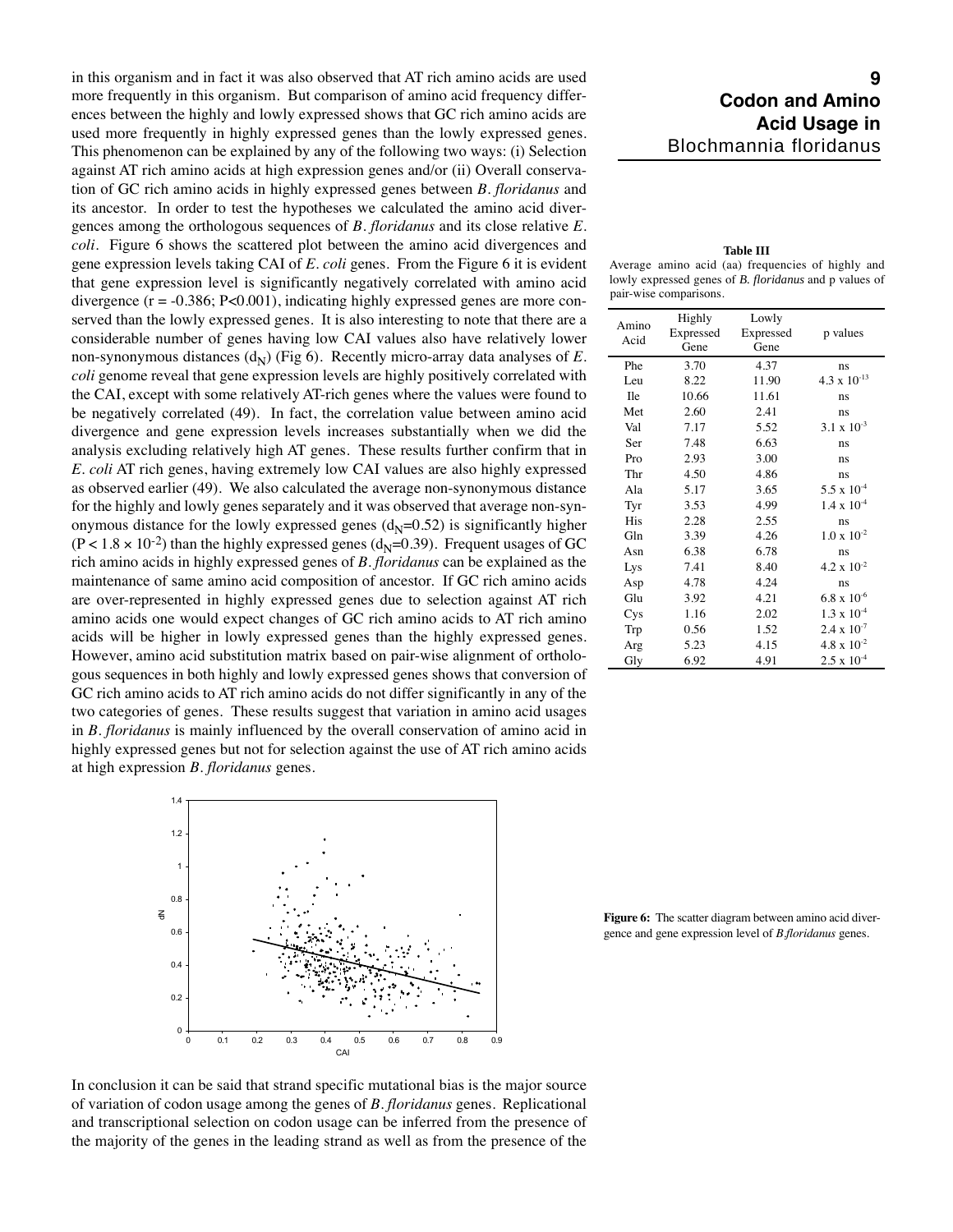in this organism and in fact it was also observed that AT rich amino acids are used more frequently in this organism. But comparison of amino acid frequency differences between the highly and lowly expressed shows that GC rich amino acids are used more frequently in highly expressed genes than the lowly expressed genes. This phenomenon can be explained by any of the following two ways: (i) Selection against AT rich amino acids at high expression genes and/or (ii) Overall conservation of GC rich amino acids in highly expressed genes between *B. floridanus* and its ancestor. In order to test the hypotheses we calculated the amino acid divergences among the orthologous sequences of *B. floridanus* and its close relative *E. coli*. Figure 6 shows the scattered plot between the amino acid divergences and gene expression levels taking CAI of *E. coli* genes. From the Figure 6 it is evident that gene expression level is significantly negatively correlated with amino acid divergence ($r = -0.386$; $P<0.001$), indicating highly expressed genes are more conserved than the lowly expressed genes. It is also interesting to note that there are a considerable number of genes having low CAI values also have relatively lower non-synonymous distances ($d_N$) (Fig 6). Recently micro-array data analyses of *E. coli* genome reveal that gene expression levels are highly positively correlated with the CAI, except with some relatively AT-rich genes where the values were found to be negatively correlated (49). In fact, the correlation value between amino acid divergence and gene expression levels increases substantially when we did the analysis excluding relatively high AT genes. These results further confirm that in *E. coli* AT rich genes, having extremely low CAI values are also highly expressed as observed earlier (49). We also calculated the average non-synonymous distance for the highly and lowly genes separately and it was observed that average non-synonymous distance for the lowly expressed genes ($d_N$=0.52) is significantly higher ($P < 1.8 \times 10^{-2}$) than the highly expressed genes ($d_N$=0.39). Frequent usages of GC rich amino acids in highly expressed genes of *B. floridanus* can be explained as the maintenance of same amino acid composition of ancestor. If GC rich amino acids are over-represented in highly expressed genes due to selection against AT rich amino acids one would expect changes of GC rich amino acids to AT rich amino acids will be higher in lowly expressed genes than the highly expressed genes. However, amino acid substitution matrix based on pair-wise alignment of orthologous sequences in both highly and lowly expressed genes shows that conversion of GC rich amino acids to AT rich amino acids do not differ significantly in any of the two categories of genes. These results suggest that variation in amino acid usages in *B. floridanus* is mainly influenced by the overall conservation of amino acid in highly expressed genes but not for selection against the use of AT rich amino acids at high expression *B. floridanus* genes.

**Table III**
Average amino acid (aa) frequencies of highly and lowly expressed genes of *B. floridanus* and p values of pair-wise comparisons.

| Amino Acid | Highly Expressed Gene | Lowly Expressed Gene | p values |
|---|---|---|---|
| Phe | 3.70 | 4.37 | ns |
| Leu | 8.22 | 11.90 | $4.3 \times 10^{-13}$ |
| Ile | 10.66 | 11.61 | ns |
| Met | 2.60 | 2.41 | ns |
| Val | 7.17 | 5.52 | $3.1 \times 10^{-3}$ |
| Ser | 7.48 | 6.63 | ns |
| Pro | 2.93 | 3.00 | ns |
| Thr | 4.50 | 4.86 | ns |
| Ala | 5.17 | 3.65 | $5.5 \times 10^{-4}$ |
| Tyr | 3.53 | 4.99 | $1.4 \times 10^{-4}$ |
| His | 2.28 | 2.55 | ns |
| Gln | 3.39 | 4.26 | $1.0 \times 10^{-2}$ |
| Asn | 6.38 | 6.78 | ns |
| Lys | 7.41 | 8.40 | $4.2 \times 10^{-2}$ |
| Asp | 4.78 | 4.24 | ns |
| Glu | 3.92 | 4.21 | $6.8 \times 10^{-6}$ |
| Cys | 1.16 | 2.02 | $1.3 \times 10^{-4}$ |
| Trp | 0.56 | 1.52 | $2.4 \times 10^{-7}$ |
| Arg | 5.23 | 4.15 | $4.8 \times 10^{-2}$ |
| Gly | 6.92 | 4.91 | $2.5 \times 10^{-4}$ |

**Figure 6:** The scatter diagram between amino acid divergence and gene expression level of *B.floridanus* genes.

In conclusion it can be said that strand specific mutational bias is the major source of variation of codon usage among the genes of *B. floridanus* genes. Replicational and transcriptional selection on codon usage can be inferred from the presence of the majority of the genes in the leading strand as well as from the presence of the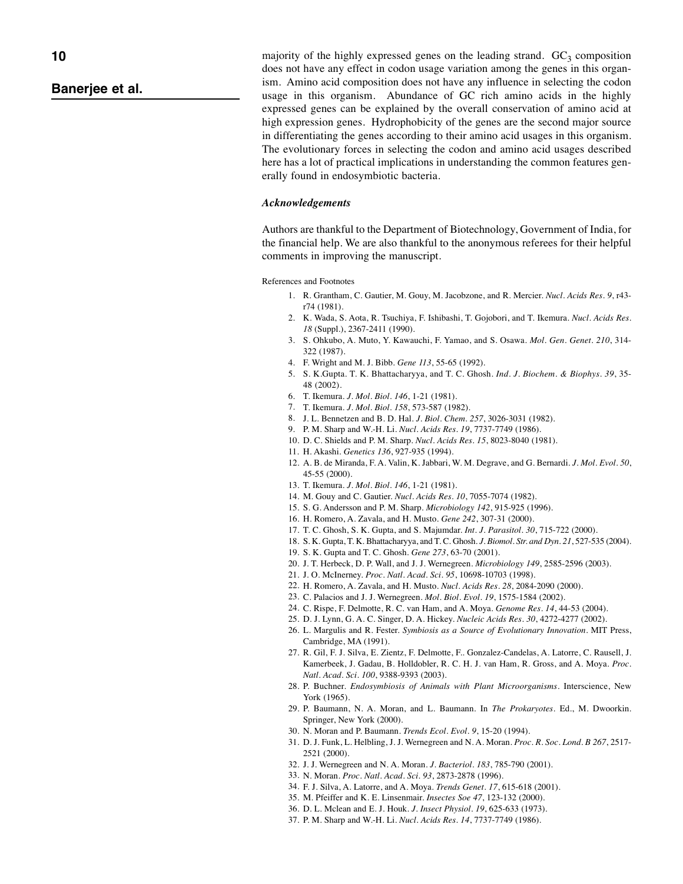majority of the highly expressed genes on the leading strand. $GC_3$ composition does not have any effect in codon usage variation among the genes in this organism. Amino acid composition does not have any influence in selecting the codon usage in this organism. Abundance of GC rich amino acids in the highly expressed genes can be explained by the overall conservation of amino acid at high expression genes. Hydrophobicity of the genes are the second major source in differentiating the genes according to their amino acid usages in this organism. The evolutionary forces in selecting the codon and amino acid usages described here has a lot of practical implications in understanding the common features generally found in endosymbiotic bacteria.

### *Acknowledgements*

Authors are thankful to the Department of Biotechnology, Government of India, for the financial help. We are also thankful to the anonymous referees for their helpful comments in improving the manuscript.

References and Footnotes

1. R. Grantham, C. Gautier, M. Gouy, M. Jacobzone, and R. Mercier. *Nucl. Acids Res. 9*, r43-r74 (1981).
2. K. Wada, S. Aota, R. Tsuchiya, F. Ishibashi, T. Gojobori, and T. Ikemura. *Nucl. Acids Res. 18* (Suppl.), 2367-2411 (1990).
3. S. Ohkubo, A. Muto, Y. Kawauchi, F. Yamao, and S. Osawa. *Mol. Gen. Genet. 210*, 314-322 (1987).
4. F. Wright and M. J. Bibb. *Gene 113*, 55-65 (1992).
5. S. K.Gupta. T. K. Bhattacharyya, and T. C. Ghosh. *Ind. J. Biochem. & Biophys. 39*, 35-48 (2002).
6. T. Ikemura. *J. Mol. Biol. 146*, 1-21 (1981).
7. T. Ikemura. *J. Mol. Biol. 158*, 573-587 (1982).
8. J. L. Bennetzen and B. D. Hal. *J. Biol. Chem. 257*, 3026-3031 (1982).
9. P. M. Sharp and W.-H. Li. *Nucl. Acids Res. 19*, 7737-7749 (1986).
10. D. C. Shields and P. M. Sharp. *Nucl. Acids Res. 15*, 8023-8040 (1981).
11. H. Akashi. *Genetics 136*, 927-935 (1994).
12. A. B. de Miranda, F. A. Valin, K. Jabbari, W. M. Degrave, and G. Bernardi. *J. Mol. Evol. 50*, 45-55 (2000).
13. T. Ikemura. *J. Mol. Biol. 146*, 1-21 (1981).
14. M. Gouy and C. Gautier. *Nucl. Acids Res. 10*, 7055-7074 (1982).
15. S. G. Andersson and P. M. Sharp. *Microbiology 142*, 915-925 (1996).
16. H. Romero, A. Zavala, and H. Musto. *Gene 242*, 307-31 (2000).
17. T. C. Ghosh, S. K. Gupta, and S. Majumdar. *Int. J. Parasitol. 30*, 715-722 (2000).
18. S. K. Gupta, T. K. Bhattacharyya, and T. C. Ghosh. *J. Biomol. Str. and Dyn. 21*, 527-535 (2004).
19. S. K. Gupta and T. C. Ghosh. *Gene 273*, 63-70 (2001).
20. J. T. Herbeck, D. P. Wall, and J. J. Wernegreen. *Microbiology 149*, 2585-2596 (2003).
21. J. O. McInerney. *Proc. Natl. Acad. Sci. 95*, 10698-10703 (1998).
22. H. Romero, A. Zavala, and H. Musto. *Nucl. Acids Res. 28*, 2084-2090 (2000).
23. C. Palacios and J. J. Wernegreen. *Mol. Biol. Evol. 19*, 1575-1584 (2002).
24. C. Rispe, F. Delmotte, R. C. van Ham, and A. Moya. *Genome Res. 14*, 44-53 (2004).
25. D. J. Lynn, G. A. C. Singer, D. A. Hickey. *Nucleic Acids Res. 30*, 4272-4277 (2002).
26. L. Margulis and R. Fester. *Symbiosis as a Source of Evolutionary Innovation*. MIT Press, Cambridge, MA (1991).
27. R. Gil, F. J. Silva, E. Zientz, F. Delmotte, F.. Gonzalez-Candelas, A. Latorre, C. Rausell, J. Kamerbeek, J. Gadau, B. Holldobler, R. C. H. J. van Ham, R. Gross, and A. Moya. *Proc. Natl. Acad. Sci. 100*, 9388-9393 (2003).
28. P. Buchner. *Endosymbiosis of Animals with Plant Microorganisms*. Interscience, New York (1965).
29. P. Baumann, N. A. Moran, and L. Baumann. In *The Prokaryotes*. Ed., M. Dwoorkin. Springer, New York (2000).
30. N. Moran and P. Baumann. *Trends Ecol. Evol. 9*, 15-20 (1994).
31. D. J. Funk, L. Helbling, J. J. Wernegreen and N. A. Moran. *Proc. R. Soc. Lond. B 267*, 2517-2521 (2000).
32. J. J. Wernegreen and N. A. Moran. *J. Bacteriol. 183*, 785-790 (2001).
33. N. Moran. *Proc. Natl. Acad. Sci. 93*, 2873-2878 (1996).
34. F. J. Silva, A. Latorre, and A. Moya. *Trends Genet. 17*, 615-618 (2001).
35. M. Pfeiffer and K. E. Linsenmair. *Insectes Soe 47*, 123-132 (2000).
36. D. L. Mclean and E. J. Houk. *J. Insect Physiol. 19*, 625-633 (1973).
37. P. M. Sharp and W.-H. Li. *Nucl. Acids Res. 14*, 7737-7749 (1986).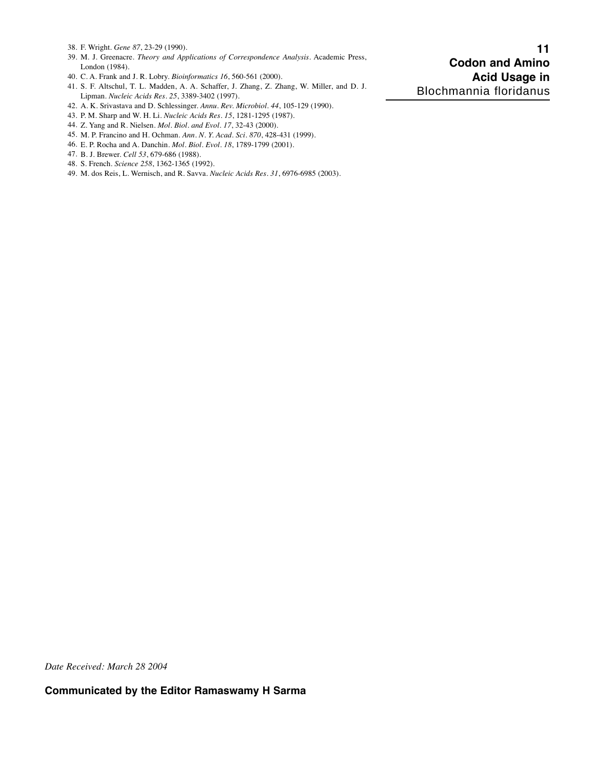38. F. Wright. *Gene 87*, 23-29 (1990).
39. M. J. Greenacre. *Theory and Applications of Correspondence Analysis*. Academic Press, London (1984).
40. C. A. Frank and J. R. Lobry. *Bioinformatics 16*, 560-561 (2000).
41. S. F. Altschul, T. L. Madden, A. A. Schaffer, J. Zhang, Z. Zhang, W. Miller, and D. J. Lipman. *Nucleic Acids Res. 25*, 3389-3402 (1997).
42. A. K. Srivastava and D. Schlessinger. *Annu. Rev. Microbiol. 44*, 105-129 (1990).
43. P. M. Sharp and W. H. Li. *Nucleic Acids Res. 15*, 1281-1295 (1987).
44. Z. Yang and R. Nielsen. *Mol. Biol. and Evol. 17*, 32-43 (2000).
45. M. P. Francino and H. Ochman. *Ann. N. Y. Acad. Sci. 870*, 428-431 (1999).
46. E. P. Rocha and A. Danchin. *Mol. Biol. Evol. 18*, 1789-1799 (2001).
47. B. J. Brewer. *Cell 53*, 679-686 (1988).
48. S. French. *Science 258*, 1362-1365 (1992).
49. M. dos Reis, L. Wernisch, and R. Savva. *Nucleic Acids Res. 31*, 6976-6985 (2003).

*Date Received: March 28 2004*

**Communicated by the Editor Ramaswamy H Sarma**